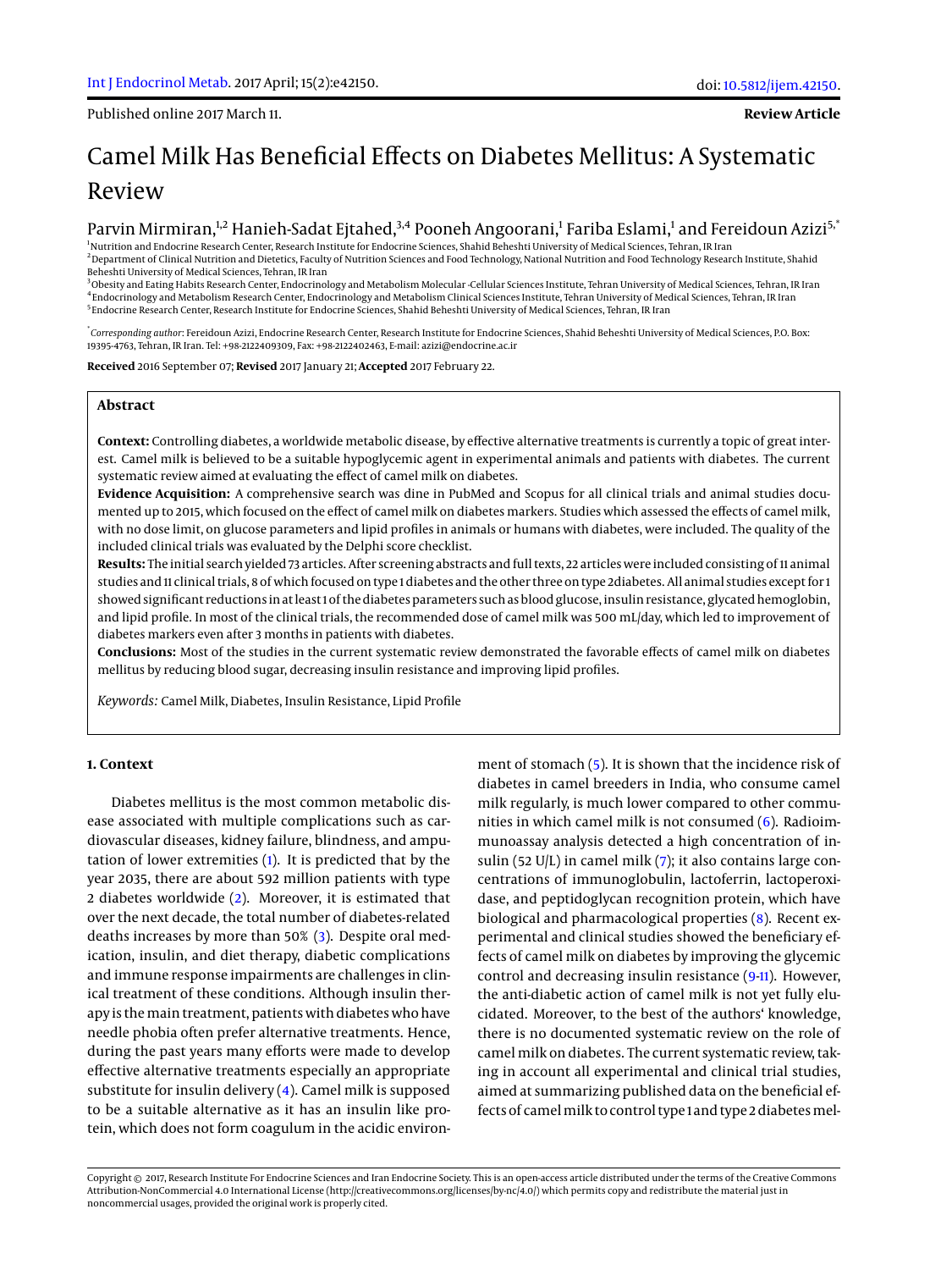Published online 2017 March 11.

**Review Article**

# Camel Milk Has Beneficial Effects on Diabetes Mellitus: A Systematic Review

Parvin Mirmiran,[1,2] Hanieh-Sadat Ejtahed,[3,4] Pooneh Angoorani,[1] Fariba Eslami,[1] and Fereidoun Azizi[5,*]

[1]Nutrition and Endocrine Research Center, Research Institute for Endocrine Sciences, Shahid Beheshti University of Medical Sciences, Tehran, IR Iran
[2]Department of Clinical Nutrition and Dietetics, Faculty of Nutrition Sciences and Food Technology, National Nutrition and Food Technology Research Institute, Shahid Beheshti University of Medical Sciences, Tehran, IR Iran
[3]Obesity and Eating Habits Research Center, Endocrinology and Metabolism Molecular -Cellular Sciences Institute, Tehran University of Medical Sciences, Tehran, IR Iran
[4]Endocrinology and Metabolism Research Center, Endocrinology and Metabolism Clinical Sciences Institute, Tehran University of Medical Sciences, Tehran, IR Iran
[5]Endocrine Research Center, Research Institute for Endocrine Sciences, Shahid Beheshti University of Medical Sciences, Tehran, IR Iran

[*]*Corresponding author*: Fereidoun Azizi, Endocrine Research Center, Research Institute for Endocrine Sciences, Shahid Beheshti University of Medical Sciences, P.O. Box: 19395-4763, Tehran, IR Iran. Tel: +98-2122409309, Fax: +98-2122402463, E-mail: azizi@endocrine.ac.ir

**Received** 2016 September 07; **Revised** 2017 January 21; **Accepted** 2017 February 22.

## Abstract

**Context:** Controlling diabetes, a worldwide metabolic disease, by effective alternative treatments is currently a topic of great interest. Camel milk is believed to be a suitable hypoglycemic agent in experimental animals and patients with diabetes. The current systematic review aimed at evaluating the effect of camel milk on diabetes.

**Evidence Acquisition:** A comprehensive search was dine in PubMed and Scopus for all clinical trials and animal studies documented up to 2015, which focused on the effect of camel milk on diabetes markers. Studies which assessed the effects of camel milk, with no dose limit, on glucose parameters and lipid profiles in animals or humans with diabetes, were included. The quality of the included clinical trials was evaluated by the Delphi score checklist.

**Results:** The initial search yielded 73 articles. After screening abstracts and full texts, 22 articles were included consisting of 11 animal studies and 11 clinical trials, 8 of which focused on type 1 diabetes and the other three on type 2diabetes. All animal studies except for 1 showed significant reductions in at least 1 of the diabetes parameters such as blood glucose, insulin resistance, glycated hemoglobin, and lipid profile. In most of the clinical trials, the recommended dose of camel milk was 500 mL/day, which led to improvement of diabetes markers even after 3 months in patients with diabetes.

**Conclusions:** Most of the studies in the current systematic review demonstrated the favorable effects of camel milk on diabetes mellitus by reducing blood sugar, decreasing insulin resistance and improving lipid profiles.

*Keywords:* Camel Milk, Diabetes, Insulin Resistance, Lipid Profile

## 1. Context

Diabetes mellitus is the most common metabolic disease associated with multiple complications such as cardiovascular diseases, kidney failure, blindness, and amputation of lower extremities (1). It is predicted that by the year 2035, there are about 592 million patients with type 2 diabetes worldwide (2). Moreover, it is estimated that over the next decade, the total number of diabetes-related deaths increases by more than 50% (3). Despite oral medication, insulin, and diet therapy, diabetic complications and immune response impairments are challenges in clinical treatment of these conditions. Although insulin therapy is the main treatment, patients with diabetes who have needle phobia often prefer alternative treatments. Hence, during the past years many efforts were made to develop effective alternative treatments especially an appropriate substitute for insulin delivery (4). Camel milk is supposed to be a suitable alternative as it has an insulin like protein, which does not form coagulum in the acidic environment of stomach (5). It is shown that the incidence risk of diabetes in camel breeders in India, who consume camel milk regularly, is much lower compared to other communities in which camel milk is not consumed (6). Radioimmunoassay analysis detected a high concentration of insulin (52 U/L) in camel milk (7); it also contains large concentrations of immunoglobulin, lactoferrin, lactoperoxidase, and peptidoglycan recognition protein, which have biological and pharmacological properties (8). Recent experimental and clinical studies showed the beneficiary effects of camel milk on diabetes by improving the glycemic control and decreasing insulin resistance (9-11). However, the anti-diabetic action of camel milk is not yet fully elucidated. Moreover, to the best of the authors' knowledge, there is no documented systematic review on the role of camel milk on diabetes. The current systematic review, taking in account all experimental and clinical trial studies, aimed at summarizing published data on the beneficial effects of camel milk to control type 1 and type 2 diabetes mel-

Copyright © 2017, Research Institute For Endocrine Sciences and Iran Endocrine Society. This is an open-access article distributed under the terms of the Creative Commons Attribution-NonCommercial 4.0 International License (http://creativecommons.org/licenses/by-nc/4.0/) which permits copy and redistribute the material just in noncommercial usages, provided the original work is properly cited.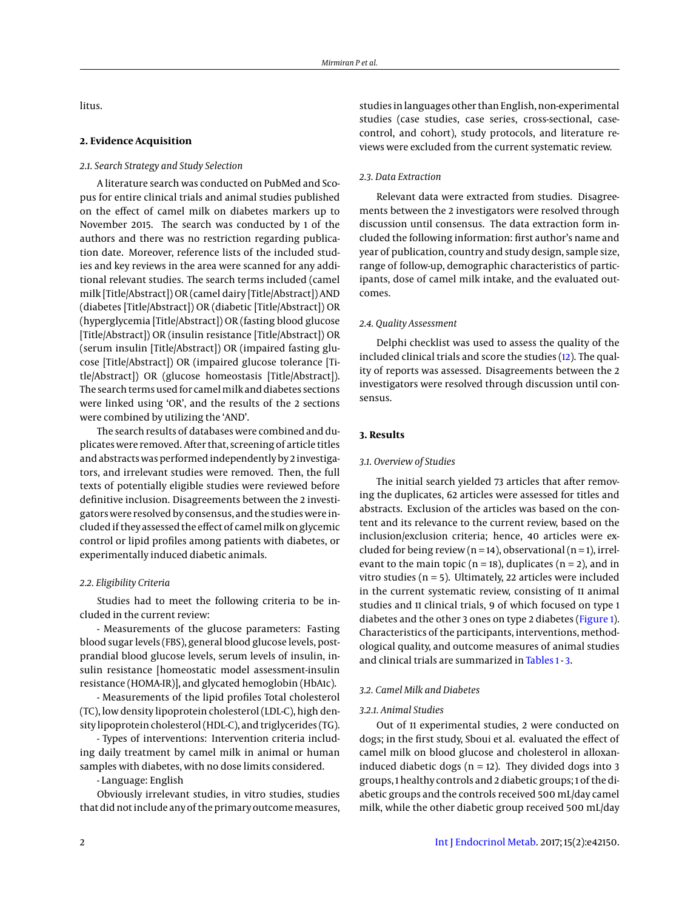litus.

## 2. Evidence Acquisition

### 2.1. Search Strategy and Study Selection

A literature search was conducted on PubMed and Scopus for entire clinical trials and animal studies published on the effect of camel milk on diabetes markers up to November 2015. The search was conducted by 1 of the authors and there was no restriction regarding publication date. Moreover, reference lists of the included studies and key reviews in the area were scanned for any additional relevant studies. The search terms included (camel milk [Title/Abstract]) OR (camel dairy [Title/Abstract]) AND (diabetes [Title/Abstract]) OR (diabetic [Title/Abstract]) OR (hyperglycemia [Title/Abstract]) OR (fasting blood glucose [Title/Abstract]) OR (insulin resistance [Title/Abstract]) OR (serum insulin [Title/Abstract]) OR (impaired fasting glucose [Title/Abstract]) OR (impaired glucose tolerance [Title/Abstract]) OR (glucose homeostasis [Title/Abstract]). The search terms used for camel milk and diabetes sections were linked using 'OR', and the results of the 2 sections were combined by utilizing the 'AND'.

The search results of databases were combined and duplicates were removed. After that, screening of article titles and abstracts was performed independently by 2 investigators, and irrelevant studies were removed. Then, the full texts of potentially eligible studies were reviewed before definitive inclusion. Disagreements between the 2 investigators were resolved by consensus, and the studies were included if they assessed the effect of camel milk on glycemic control or lipid profiles among patients with diabetes, or experimentally induced diabetic animals.

### 2.2. Eligibility Criteria

Studies had to meet the following criteria to be included in the current review:

- Measurements of the glucose parameters: Fasting blood sugar levels (FBS), general blood glucose levels, postprandial blood glucose levels, serum levels of insulin, insulin resistance [homeostatic model assessment-insulin resistance (HOMA-IR)], and glycated hemoglobin (HbA1c).

- Measurements of the lipid profiles Total cholesterol (TC), low density lipoprotein cholesterol (LDL-C), high density lipoprotein cholesterol (HDL-C), and triglycerides (TG).

- Types of interventions: Intervention criteria including daily treatment by camel milk in animal or human samples with diabetes, with no dose limits considered.

- Language: English

Obviously irrelevant studies, in vitro studies, studies that did not include any of the primary outcome measures, studies in languages other than English, non-experimental studies (case studies, case series, cross-sectional, case-control, and cohort), study protocols, and literature reviews were excluded from the current systematic review.

### 2.3. Data Extraction

Relevant data were extracted from studies. Disagreements between the 2 investigators were resolved through discussion until consensus. The data extraction form included the following information: first author's name and year of publication, country and study design, sample size, range of follow-up, demographic characteristics of participants, dose of camel milk intake, and the evaluated outcomes.

### 2.4. Quality Assessment

Delphi checklist was used to assess the quality of the included clinical trials and score the studies (12). The quality of reports was assessed. Disagreements between the 2 investigators were resolved through discussion until consensus.

## 3. Results

### 3.1. Overview of Studies

The initial search yielded 73 articles that after removing the duplicates, 62 articles were assessed for titles and abstracts. Exclusion of the articles was based on the content and its relevance to the current review, based on the inclusion/exclusion criteria; hence, 40 articles were excluded for being review (n = 14), observational (n = 1), irrelevant to the main topic (n = 18), duplicates (n = 2), and in vitro studies (n = 5). Ultimately, 22 articles were included in the current systematic review, consisting of 11 animal studies and 11 clinical trials, 9 of which focused on type 1 diabetes and the other 3 ones on type 2 diabetes (Figure 1). Characteristics of the participants, interventions, methodological quality, and outcome measures of animal studies and clinical trials are summarized in Tables 1 - 3.

### 3.2. Camel Milk and Diabetes

#### 3.2.1. Animal Studies

Out of 11 experimental studies, 2 were conducted on dogs; in the first study, Sboui et al. evaluated the effect of camel milk on blood glucose and cholesterol in alloxan-induced diabetic dogs (n = 12). They divided dogs into 3 groups, 1 healthy controls and 2 diabetic groups; 1 of the diabetic groups and the controls received 500 mL/day camel milk, while the other diabetic group received 500 mL/day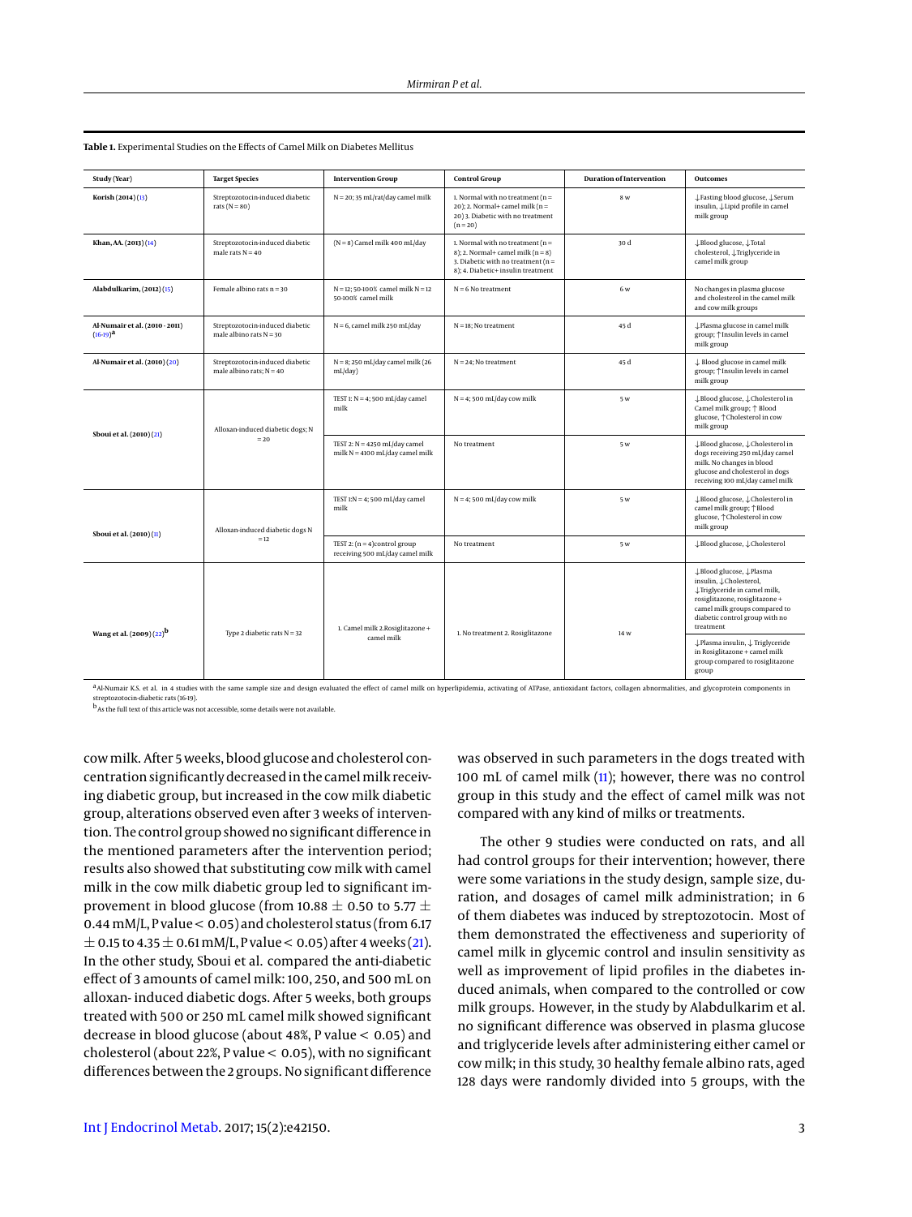**Table 1.** Experimental Studies on the Effects of Camel Milk on Diabetes Mellitus

| Study (Year) | Target Species | Intervention Group | Control Group | Duration of Intervention | Outcomes |
|---|---|---|---|---|---|
| **Korish (2014)** (13) | Streptozotocin-induced diabetic rats (N = 80) | N = 20; 35 mL/rat/day camel milk | 1. Normal with no treatment (n = 20); 2. Normal+ camel milk (n = 20) 3. Diabetic with no treatment (n = 20) | 8 w | ↓Fasting blood glucose, ↓Serum insulin, ↓Lipid profile in camel milk group |
| **Khan, AA. (2013)** (14) | Streptozotocin-induced diabetic male rats N = 40 | (N = 8) Camel milk 400 mL/day | 1. Normal with no treatment (n = 8); 2. Normal+ camel milk (n = 8) 3. Diabetic with no treatment (n = 8); 4. Diabetic+ insulin treatment | 30 d | ↓Blood glucose, ↓Total cholesterol, ↓Triglyceride in camel milk group |
| **Alabdulkarim, (2012)** (15) | Female albino rats n = 30 | N = 12; 50-100% camel milk N = 12 50-100% camel milk | N = 6 No treatment | 6 w | No changes in plasma glucose and cholesterol in the camel milk and cow milk groups |
| **Al-Numair et al. (2010 - 2011)** (16-19)[a] | Streptozotocin-induced diabetic male albino rats N = 30 | N = 6, camel milk 250 mL/day | N = 18; No treatment | 45 d | ↓Plasma glucose in camel milk group; ↑Insulin levels in camel milk group |
| **Al-Numair et al. (2010)** (20) | Streptozotocin-induced diabetic male albino rats; N = 40 | N = 8; 250 mL/day camel milk (26 mL/day) | N = 24; No treatment | 45 d | ↓ Blood glucose in camel milk group; ↑Insulin levels in camel milk group |
| **Sboui et al. (2010)** (21) | Alloxan-induced diabetic dogs; N = 20 | TEST 1: N = 4; 500 mL/day camel milk | N = 4; 500 mL/day cow milk | 5 w | ↓Blood glucose, ↓Cholesterol in Camel milk group; ↑ Blood glucose, ↑Cholesterol in cow milk group |
| | | TEST 2: N = 4250 mL/day camel milk N = 4100 mL/day camel milk | No treatment | 5 w | ↓Blood glucose, ↓Cholesterol in dogs receiving 250 mL/day camel milk. No changes in blood glucose and cholesterol in dogs receiving 100 mL/day camel milk |
| **Sboui et al. (2010)** (11) | Alloxan-induced diabetic dogs N = 12 | TEST 1:N = 4; 500 mL/day camel milk | N = 4; 500 mL/day cow milk | 5 w | ↓Blood glucose, ↓Cholesterol in camel milk group; ↑Blood glucose, ↑Cholesterol in cow milk group |
| | | TEST 2: (n = 4)control group receiving 500 mL/day camel milk | No treatment | 5 w | ↓Blood glucose, ↓Cholesterol |
| **Wang et al. (2009)** (22)[b] | Type 2 diabetic rats N = 32 | 1. Camel milk 2.Rosiglitazone + camel milk | 1. No treatment 2. Rosiglitazone | 14 w | ↓Blood glucose, ↓Plasma insulin, ↓Cholesterol, ↓Triglyceride in camel milk, rosiglitazone, rosiglitazone + camel milk groups compared to diabetic control group with no treatment |
| | | | | | ↓Plasma insulin, ↓ Triglyceride in Rosiglitazone + camel milk group compared to rosiglitazone group |

[a] Al-Numair K.S. et al. in 4 studies with the same sample size and design evaluated the effect of camel milk on hyperlipidemia, activating of ATPase, antioxidant factors, collagen abnormalities, and glycoprotein components in streptozotocin-diabetic rats (16-19).

[b] As the full text of this article was not accessible, some details were not available.

cow milk. After 5 weeks, blood glucose and cholesterol concentration significantly decreased in the camel milk receiving diabetic group, but increased in the cow milk diabetic group, alterations observed even after 3 weeks of intervention. The control group showed no significant difference in the mentioned parameters after the intervention period; results also showed that substituting cow milk with camel milk in the cow milk diabetic group led to significant improvement in blood glucose (from $10.88 \pm 0.50$ to $5.77 \pm 0.44$ mM/L, P value < 0.05) and cholesterol status (from $6.17 \pm 0.15$ to $4.35 \pm 0.61$ mM/L, P value < 0.05) after 4 weeks (21). In the other study, Sboui et al. compared the anti-diabetic effect of 3 amounts of camel milk: 100, 250, and 500 mL on alloxan- induced diabetic dogs. After 5 weeks, both groups treated with 500 or 250 mL camel milk showed significant decrease in blood glucose (about 48%, P value < 0.05) and cholesterol (about 22%, P value < 0.05), with no significant differences between the 2 groups. No significant difference was observed in such parameters in the dogs treated with 100 mL of camel milk (11); however, there was no control group in this study and the effect of camel milk was not compared with any kind of milks or treatments.

The other 9 studies were conducted on rats, and all had control groups for their intervention; however, there were some variations in the study design, sample size, duration, and dosages of camel milk administration; in 6 of them diabetes was induced by streptozotocin. Most of them demonstrated the effectiveness and superiority of camel milk in glycemic control and insulin sensitivity as well as improvement of lipid profiles in the diabetes induced animals, when compared to the controlled or cow milk groups. However, in the study by Alabdulkarim et al. no significant difference was observed in plasma glucose and triglyceride levels after administering either camel or cow milk; in this study, 30 healthy female albino rats, aged 128 days were randomly divided into 5 groups, with the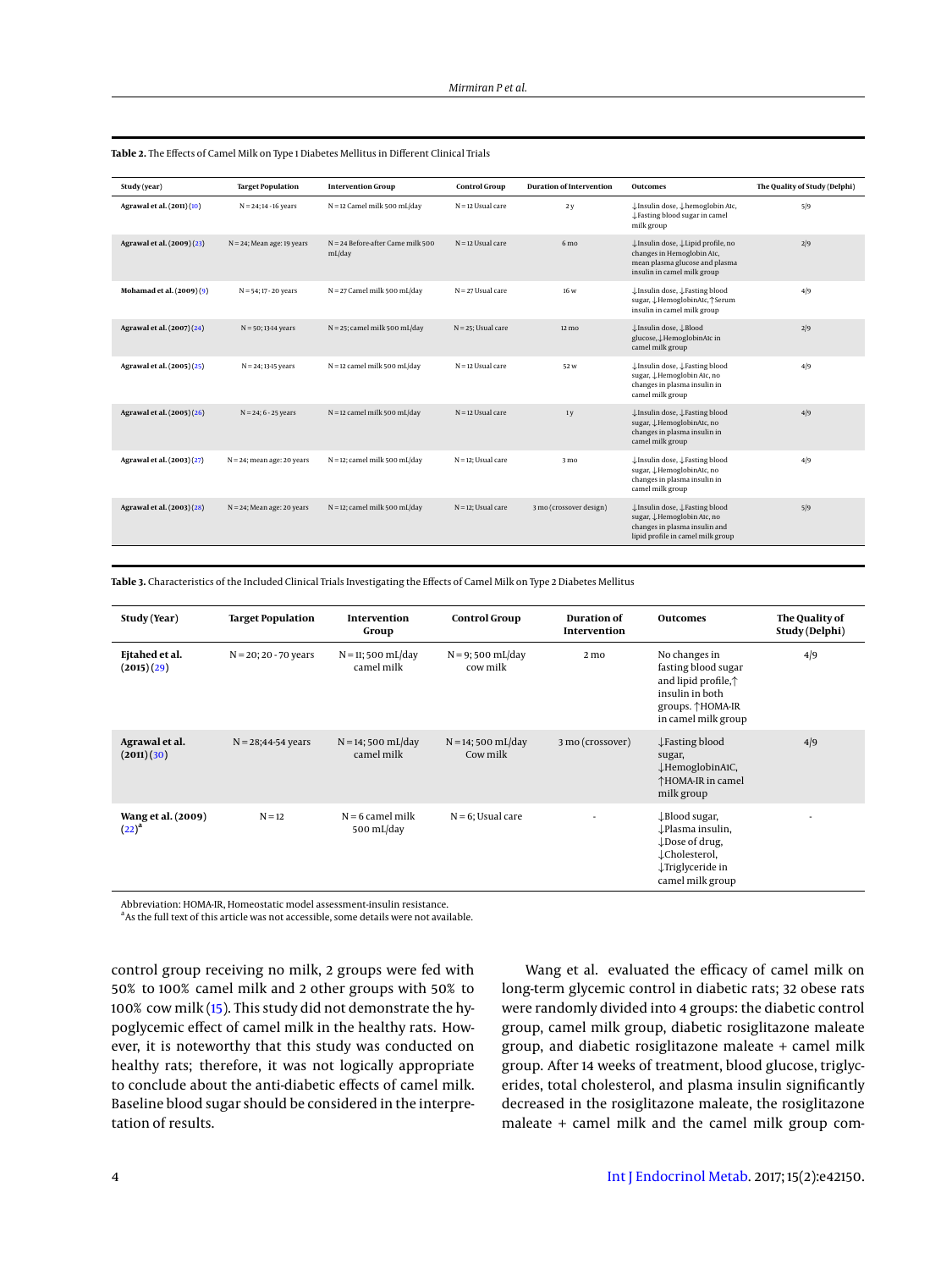**Table 2.** The Effects of Camel Milk on Type 1 Diabetes Mellitus in Different Clinical Trials

| Study (year) | Target Population | Intervention Group | Control Group | Duration of Intervention | Outcomes | The Quality of Study (Delphi) |
|---|---|---|---|---|---|---|
| **Agrawal et al. (2011) (10)** | N = 24; 14 - 16 years | N = 12 Camel milk 500 mL/day | N = 12 Usual care | 2 y | ↓Insulin dose, ↓hemoglobin A1c, ↓Fasting blood sugar in camel milk group | 5/9 |
| **Agrawal et al. (2009) (23)** | N = 24; Mean age: 19 years | N = 24 Before-after Came milk 500 mL/day | N = 12 Usual care | 6 mo | ↓Insulin dose, ↓Lipid profile, no changes in Hemoglobin A1c, mean plasma glucose and plasma insulin in camel milk group | 2/9 |
| **Mohamad et al. (2009) (9)** | N = 54; 17 - 20 years | N = 27 Camel milk 500 mL/day | N = 27 Usual care | 16 w | ↓Insulin dose, ↓Fasting blood sugar, ↓HemoglobinA1c, ↑Serum insulin in camel milk group | 4/9 |
| **Agrawal et al. (2007) (24)** | N = 50; 13-14 years | N = 25; camel milk 500 mL/day | N = 25; Usual care | 12 mo | ↓Insulin dose, ↓Blood glucose, ↓HemoglobinA1c in camel milk group | 2/9 |
| **Agrawal et al. (2005) (25)** | N = 24; 13-15 years | N = 12 camel milk 500 mL/day | N = 12 Usual care | 52 w | ↓Insulin dose, ↓Fasting blood sugar, ↓Hemoglobin A1c, no changes in plasma insulin in camel milk group | 4/9 |
| **Agrawal et al. (2005) (26)** | N = 24; 6 - 25 years | N = 12 camel milk 500 mL/day | N = 12 Usual care | 1 y | ↓Insulin dose, ↓Fasting blood sugar, ↓HemoglobinA1c, no changes in plasma insulin in camel milk group | 4/9 |
| **Agrawal et al. (2003) (27)** | N = 24; mean age: 20 years | N = 12; camel milk 500 mL/day | N = 12; Usual care | 3 mo | ↓Insulin dose, ↓Fasting blood sugar, ↓HemoglobinA1c, no changes in plasma insulin in camel milk group | 4/9 |
| **Agrawal et al. (2003) (28)** | N = 24; Mean age: 20 years | N = 12; camel milk 500 mL/day | N = 12; Usual care | 3 mo (crossover design) | ↓Insulin dose, ↓Fasting blood sugar, ↓Hemoglobin A1c, no changes in plasma insulin and lipid profile in camel milk group | 5/9 |

**Table 3.** Characteristics of the Included Clinical Trials Investigating the Effects of Camel Milk on Type 2 Diabetes Mellitus

| Study (Year) | Target Population | Intervention Group | Control Group | Duration of Intervention | Outcomes | The Quality of Study (Delphi) |
|---|---|---|---|---|---|---|
| **Ejtahed et al. (2015) (29)** | N = 20; 20 - 70 years | N = 11; 500 mL/day camel milk | N = 9; 500 mL/day cow milk | 2 mo | No changes in fasting blood sugar and lipid profile,↑ insulin in both groups. ↑HOMA-IR in camel milk group | 4/9 |
| **Agrawal et al. (2011) (30)** | N = 28;44-54 years | N = 14; 500 mL/day camel milk | N = 14; 500 mL/day Cow milk | 3 mo (crossover) | ↓Fasting blood sugar, ↓HemoglobinA1C, ↑HOMA-IR in camel milk group | 4/9 |
| **Wang et al. (2009) (22)[a]** | N = 12 | N = 6 camel milk 500 mL/day | N = 6; Usual care | - | ↓Blood sugar, ↓Plasma insulin, ↓Dose of drug, ↓Cholesterol, ↓Triglyceride in camel milk group | - |

Abbreviation: HOMA-IR, Homeostatic model assessment-insulin resistance.
[a]As the full text of this article was not accessible, some details were not available.

control group receiving no milk, 2 groups were fed with 50% to 100% camel milk and 2 other groups with 50% to 100% cow milk (15). This study did not demonstrate the hypoglycemic effect of camel milk in the healthy rats. However, it is noteworthy that this study was conducted on healthy rats; therefore, it was not logically appropriate to conclude about the anti-diabetic effects of camel milk. Baseline blood sugar should be considered in the interpretation of results.

Wang et al. evaluated the efficacy of camel milk on long-term glycemic control in diabetic rats; 32 obese rats were randomly divided into 4 groups: the diabetic control group, camel milk group, diabetic rosiglitazone maleate group, and diabetic rosiglitazone maleate + camel milk group. After 14 weeks of treatment, blood glucose, triglycerides, total cholesterol, and plasma insulin significantly decreased in the rosiglitazone maleate, the rosiglitazone maleate + camel milk and the camel milk group com-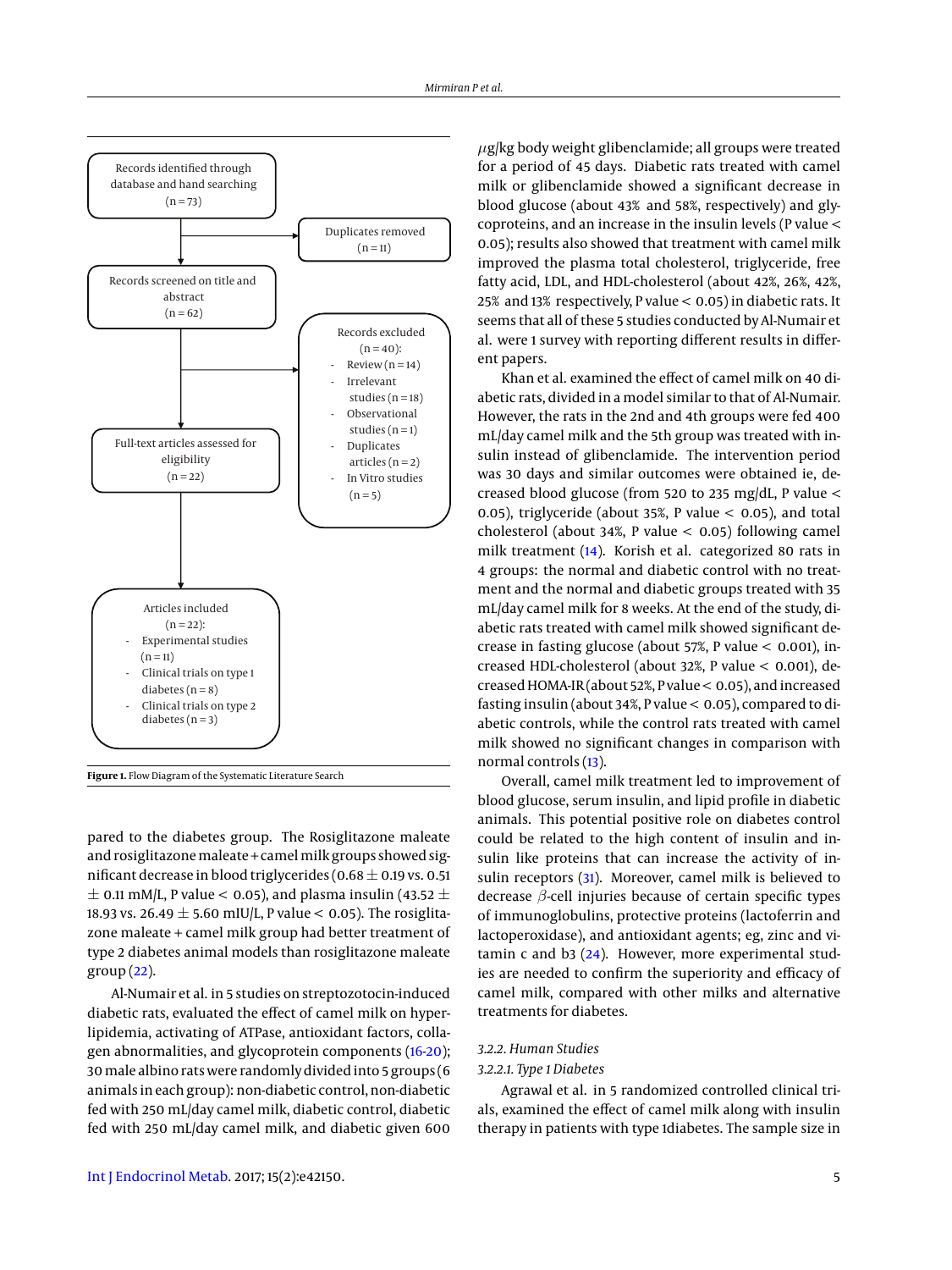Records identified through database and hand searching (n = 73)

Duplicates removed (n = 11)

Records screened on title and abstract (n = 62)

Records excluded (n = 40):
- Review (n = 14)
- Irrelevant studies (n = 18)
- Observational studies (n = 1)
- Duplicates articles (n = 2)
- In Vitro studies (n = 5)

Full-text articles assessed for eligibility (n = 22)

Articles included (n = 22):
- Experimental studies (n = 11)
- Clinical trials on type 1 diabetes (n = 8)
- Clinical trials on type 2 diabetes (n = 3)

**Figure 1.** Flow Diagram of the Systematic Literature Search

pared to the diabetes group. The Rosiglitazone maleate and rosiglitazone maleate + camel milk groups showed significant decrease in blood triglycerides (0.68 ± 0.19 vs. 0.51 ± 0.11 mM/L, P value < 0.05), and plasma insulin (43.52 ± 18.93 vs. 26.49 ± 5.60 mIU/L, P value < 0.05). The rosiglitazone maleate + camel milk group had better treatment of type 2 diabetes animal models than rosiglitazone maleate group (22).

Al-Numair et al. in 5 studies on streptozotocin-induced diabetic rats, evaluated the effect of camel milk on hyperlipidemia, activating of ATPase, antioxidant factors, collagen abnormalities, and glycoprotein components (16-20); 30 male albino rats were randomly divided into 5 groups (6 animals in each group): non-diabetic control, non-diabetic fed with 250 mL/day camel milk, diabetic control, diabetic fed with 250 mL/day camel milk, and diabetic given 600 μg/kg body weight glibenclamide; all groups were treated for a period of 45 days. Diabetic rats treated with camel milk or glibenclamide showed a significant decrease in blood glucose (about 43% and 58%, respectively) and glycoproteins, and an increase in the insulin levels (P value < 0.05); results also showed that treatment with camel milk improved the plasma total cholesterol, triglyceride, free fatty acid, LDL, and HDL-cholesterol (about 42%, 26%, 42%, 25% and 13% respectively, P value < 0.05) in diabetic rats. It seems that all of these 5 studies conducted by Al-Numair et al. were 1 survey with reporting different results in different papers.

Khan et al. examined the effect of camel milk on 40 diabetic rats, divided in a model similar to that of Al-Numair. However, the rats in the 2nd and 4th groups were fed 400 mL/day camel milk and the 5th group was treated with insulin instead of glibenclamide. The intervention period was 30 days and similar outcomes were obtained ie, decreased blood glucose (from 520 to 235 mg/dL, P value < 0.05), triglyceride (about 35%, P value < 0.05), and total cholesterol (about 34%, P value < 0.05) following camel milk treatment (14). Korish et al. categorized 80 rats in 4 groups: the normal and diabetic control with no treatment and the normal and diabetic groups treated with 35 mL/day camel milk for 8 weeks. At the end of the study, diabetic rats treated with camel milk showed significant decrease in fasting glucose (about 57%, P value < 0.001), increased HDL-cholesterol (about 32%, P value < 0.001), decreased HOMA-IR (about 52%, P value < 0.05), and increased fasting insulin (about 34%, P value < 0.05), compared to diabetic controls, while the control rats treated with camel milk showed no significant changes in comparison with normal controls (13).

Overall, camel milk treatment led to improvement of blood glucose, serum insulin, and lipid profile in diabetic animals. This potential positive role on diabetes control could be related to the high content of insulin and insulin like proteins that can increase the activity of insulin receptors (31). Moreover, camel milk is believed to decrease $\beta$-cell injuries because of certain specific types of immunoglobulins, protective proteins (lactoferrin and lactoperoxidase), and antioxidant agents; eg, zinc and vitamin c and b3 (24). However, more experimental studies are needed to confirm the superiority and efficacy of camel milk, compared with other milks and alternative treatments for diabetes.

### 3.2.2. Human Studies

#### 3.2.2.1. Type 1 Diabetes

Agrawal et al. in 5 randomized controlled clinical trials, examined the effect of camel milk along with insulin therapy in patients with type 1diabetes. The sample size in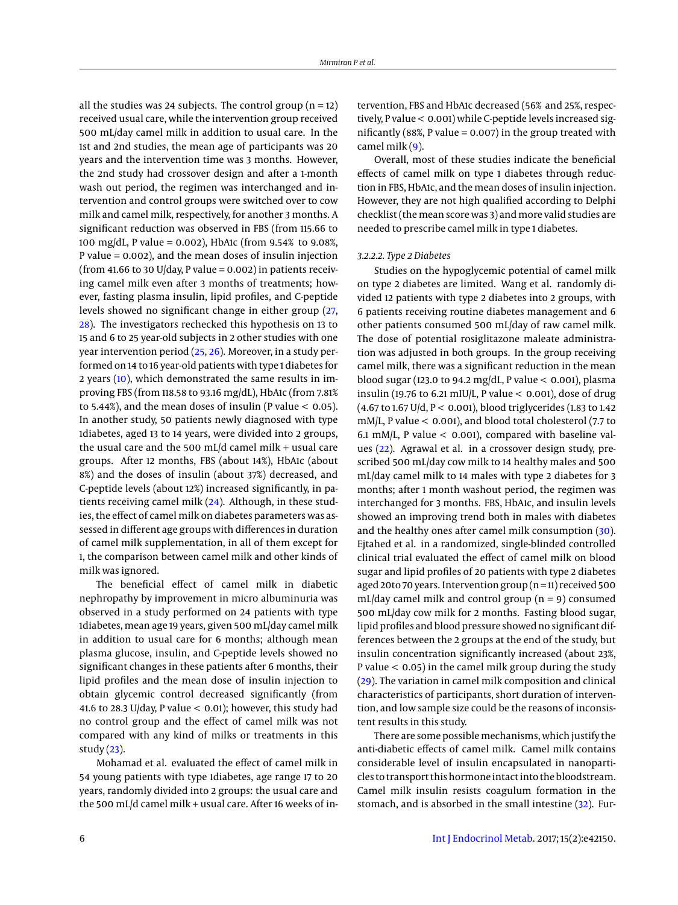all the studies was 24 subjects. The control group (n = 12) received usual care, while the intervention group received 500 mL/day camel milk in addition to usual care. In the 1st and 2nd studies, the mean age of participants was 20 years and the intervention time was 3 months. However, the 2nd study had crossover design and after a 1-month wash out period, the regimen was interchanged and intervention and control groups were switched over to cow milk and camel milk, respectively, for another 3 months. A significant reduction was observed in FBS (from 115.66 to 100 mg/dL, P value = 0.002), HbA1c (from 9.54% to 9.08%, P value = 0.002), and the mean doses of insulin injection (from 41.66 to 30 U/day, P value = 0.002) in patients receiving camel milk even after 3 months of treatments; however, fasting plasma insulin, lipid profiles, and C-peptide levels showed no significant change in either group (27, 28). The investigators rechecked this hypothesis on 13 to 15 and 6 to 25 year-old subjects in 2 other studies with one year intervention period (25, 26). Moreover, in a study performed on 14 to 16 year-old patients with type 1 diabetes for 2 years (10), which demonstrated the same results in improving FBS (from 118.58 to 93.16 mg/dL), HbA1c (from 7.81% to 5.44%), and the mean doses of insulin (P value < 0.05). In another study, 50 patients newly diagnosed with type 1diabetes, aged 13 to 14 years, were divided into 2 groups, the usual care and the 500 mL/d camel milk + usual care groups. After 12 months, FBS (about 14%), HbA1c (about 8%) and the doses of insulin (about 37%) decreased, and C-peptide levels (about 12%) increased significantly, in patients receiving camel milk (24). Although, in these studies, the effect of camel milk on diabetes parameters was assessed in different age groups with differences in duration of camel milk supplementation, in all of them except for 1, the comparison between camel milk and other kinds of milk was ignored.

The beneficial effect of camel milk in diabetic nephropathy by improvement in micro albuminuria was observed in a study performed on 24 patients with type 1diabetes, mean age 19 years, given 500 mL/day camel milk in addition to usual care for 6 months; although mean plasma glucose, insulin, and C-peptide levels showed no significant changes in these patients after 6 months, their lipid profiles and the mean dose of insulin injection to obtain glycemic control decreased significantly (from 41.6 to 28.3 U/day, P value < 0.01); however, this study had no control group and the effect of camel milk was not compared with any kind of milks or treatments in this study (23).

Mohamad et al. evaluated the effect of camel milk in 54 young patients with type 1diabetes, age range 17 to 20 years, randomly divided into 2 groups: the usual care and the 500 mL/d camel milk + usual care. After 16 weeks of intervention, FBS and HbA1c decreased (56% and 25%, respectively, P value < 0.001) while C-peptide levels increased significantly (88%, P value = 0.007) in the group treated with camel milk (9).

Overall, most of these studies indicate the beneficial effects of camel milk on type 1 diabetes through reduction in FBS, HbA1c, and the mean doses of insulin injection. However, they are not high qualified according to Delphi checklist (the mean score was 3) and more valid studies are needed to prescribe camel milk in type 1 diabetes.

*3.2.2.2. Type 2 Diabetes*

Studies on the hypoglycemic potential of camel milk on type 2 diabetes are limited. Wang et al. randomly divided 12 patients with type 2 diabetes into 2 groups, with 6 patients receiving routine diabetes management and 6 other patients consumed 500 mL/day of raw camel milk. The dose of potential rosiglitazone maleate administration was adjusted in both groups. In the group receiving camel milk, there was a significant reduction in the mean blood sugar (123.0 to 94.2 mg/dL, P value < 0.001), plasma insulin (19.76 to 6.21 mIU/L, P value < 0.001), dose of drug (4.67 to 1.67 U/d, P < 0.001), blood triglycerides (1.83 to 1.42 mM/L, P value < 0.001), and blood total cholesterol (7.7 to 6.1 mM/L, P value < 0.001), compared with baseline values (22). Agrawal et al. in a crossover design study, prescribed 500 mL/day cow milk to 14 healthy males and 500 mL/day camel milk to 14 males with type 2 diabetes for 3 months; after 1 month washout period, the regimen was interchanged for 3 months. FBS, HbA1c, and insulin levels showed an improving trend both in males with diabetes and the healthy ones after camel milk consumption (30). Ejtahed et al. in a randomized, single-blinded controlled clinical trial evaluated the effect of camel milk on blood sugar and lipid profiles of 20 patients with type 2 diabetes aged 20to 70 years. Intervention group (n = 11) received 500 mL/day camel milk and control group (n = 9) consumed 500 mL/day cow milk for 2 months. Fasting blood sugar, lipid profiles and blood pressure showed no significant differences between the 2 groups at the end of the study, but insulin concentration significantly increased (about 23%, P value < 0.05) in the camel milk group during the study (29). The variation in camel milk composition and clinical characteristics of participants, short duration of intervention, and low sample size could be the reasons of inconsistent results in this study.

There are some possible mechanisms, which justify the anti-diabetic effects of camel milk. Camel milk contains considerable level of insulin encapsulated in nanoparticles to transport this hormone intact into the bloodstream. Camel milk insulin resists coagulum formation in the stomach, and is absorbed in the small intestine (32). Fur-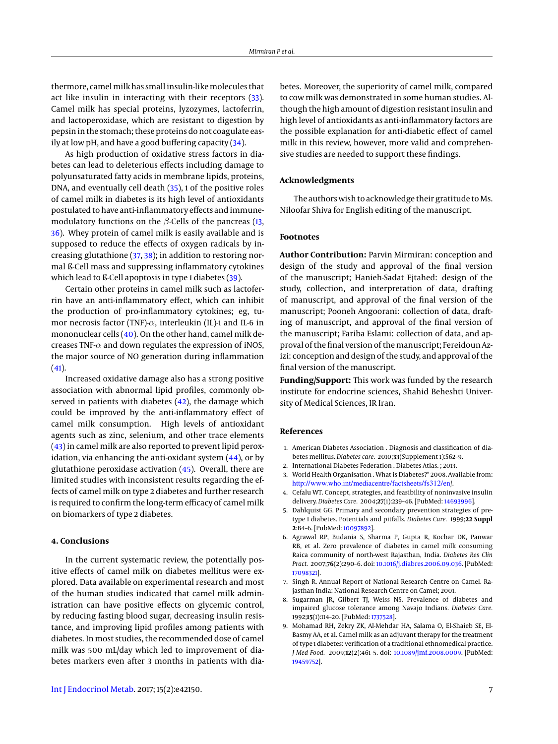thermore, camel milk has small insulin-like molecules that act like insulin in interacting with their receptors (33). Camel milk has special proteins, lyzozymes, lactoferrin, and lactoperoxidase, which are resistant to digestion by pepsin in the stomach; these proteins do not coagulate easily at low pH, and have a good buffering capacity (34).

As high production of oxidative stress factors in diabetes can lead to deleterious effects including damage to polyunsaturated fatty acids in membrane lipids, proteins, DNA, and eventually cell death (35), 1 of the positive roles of camel milk in diabetes is its high level of antioxidants postulated to have anti-inflammatory effects and immunemodulatory functions on the $\beta$-Cells of the pancreas (13, 36). Whey protein of camel milk is easily available and is supposed to reduce the effects of oxygen radicals by increasing glutathione (37, 38); in addition to restoring normal ß-Cell mass and suppressing inflammatory cytokines which lead to ß-Cell apoptosis in type 1 diabetes (39).

Certain other proteins in camel milk such as lactoferrin have an anti-inflammatory effect, which can inhibit the production of pro-inflammatory cytokines; eg, tumor necrosis factor (TNF)-$\alpha$, interleukin (IL)-1 and IL-6 in mononuclear cells (40). On the other hand, camel milk decreases TNF-$\alpha$ and down regulates the expression of iNOS, the major source of NO generation during inflammation (41).

Increased oxidative damage also has a strong positive association with abnormal lipid profiles, commonly observed in patients with diabetes (42), the damage which could be improved by the anti-inflammatory effect of camel milk consumption. High levels of antioxidant agents such as zinc, selenium, and other trace elements (43) in camel milk are also reported to prevent lipid peroxidation, via enhancing the anti-oxidant system (44), or by glutathione peroxidase activation (45). Overall, there are limited studies with inconsistent results regarding the effects of camel milk on type 2 diabetes and further research is required to confirm the long-term efficacy of camel milk on biomarkers of type 2 diabetes.

## 4. Conclusions

In the current systematic review, the potentially positive effects of camel milk on diabetes mellitus were explored. Data available on experimental research and most of the human studies indicated that camel milk administration can have positive effects on glycemic control, by reducing fasting blood sugar, decreasing insulin resistance, and improving lipid profiles among patients with diabetes. In most studies, the recommended dose of camel milk was 500 mL/day which led to improvement of diabetes markers even after 3 months in patients with diabetes. Moreover, the superiority of camel milk, compared to cow milk was demonstrated in some human studies. Although the high amount of digestion resistant insulin and high level of antioxidants as anti-inflammatory factors are the possible explanation for anti-diabetic effect of camel milk in this review, however, more valid and comprehensive studies are needed to support these findings.

## Acknowledgments

The authors wish to acknowledge their gratitude to Ms. Niloofar Shiva for English editing of the manuscript.

## Footnotes

**Author Contribution:** Parvin Mirmiran: conception and design of the study and approval of the final version of the manuscript; Hanieh-Sadat Ejtahed: design of the study, collection, and interpretation of data, drafting of manuscript, and approval of the final version of the manuscript; Pooneh Angoorani: collection of data, drafting of manuscript, and approval of the final version of the manuscript; Fariba Eslami: collection of data, and approval of the final version of the manuscript; Fereidoun Azizi: conception and design of the study, and approval of the final version of the manuscript.

**Funding/Support:** This work was funded by the research institute for endocrine sciences, Shahid Beheshti University of Medical Sciences, IR Iran.

## References

1. American Diabetes Association . Diagnosis and classification of diabetes mellitus. *Diabetes care*. 2010;**33**(Supplement 1):S62–9.
2. International Diabetes Federation . Diabetes Atlas. ; 2013.
3. World Health Organisation . What is Diabetes?" 2008. Available from: http://www.who.int/mediacentre/factsheets/fs312/en/.
4. Cefalu WT. Concept, strategies, and feasibility of noninvasive insulin delivery. *Diabetes Care*. 2004;**27**(1):239–46. [PubMed: 14693996].
5. Dahlquist GG. Primary and secondary prevention strategies of pretype 1 diabetes. Potentials and pitfalls. *Diabetes Care*. 1999;**22 Suppl 2**:B4–6. [PubMed: 10097892].
6. Agrawal RP, Budania S, Sharma P, Gupta R, Kochar DK, Panwar RB, et al. Zero prevalence of diabetes in camel milk consuming Raica community of north-west Rajasthan, India. *Diabetes Res Clin Pract*. 2007;**76**(2):290–6. doi: 10.1016/j.diabres.2006.09.036. [PubMed: 17098321].
7. Singh R. Annual Report of National Research Centre on Camel. Rajasthan India: National Research Centre on Camel; 2001.
8. Sugarman JR, Gilbert TJ, Weiss NS. Prevalence of diabetes and impaired glucose tolerance among Navajo Indians. *Diabetes Care*. 1992;**15**(1):114–20. [PubMed: 1737528].
9. Mohamad RH, Zekry ZK, Al-Mehdar HA, Salama O, El-Shaieb SE, El-Basmy AA, et al. Camel milk as an adjuvant therapy for the treatment of type 1 diabetes: verification of a traditional ethnomedical practice. *J Med Food*. 2009;**12**(2):461–5. doi: 10.1089/jmf.2008.0009. [PubMed: 19459752].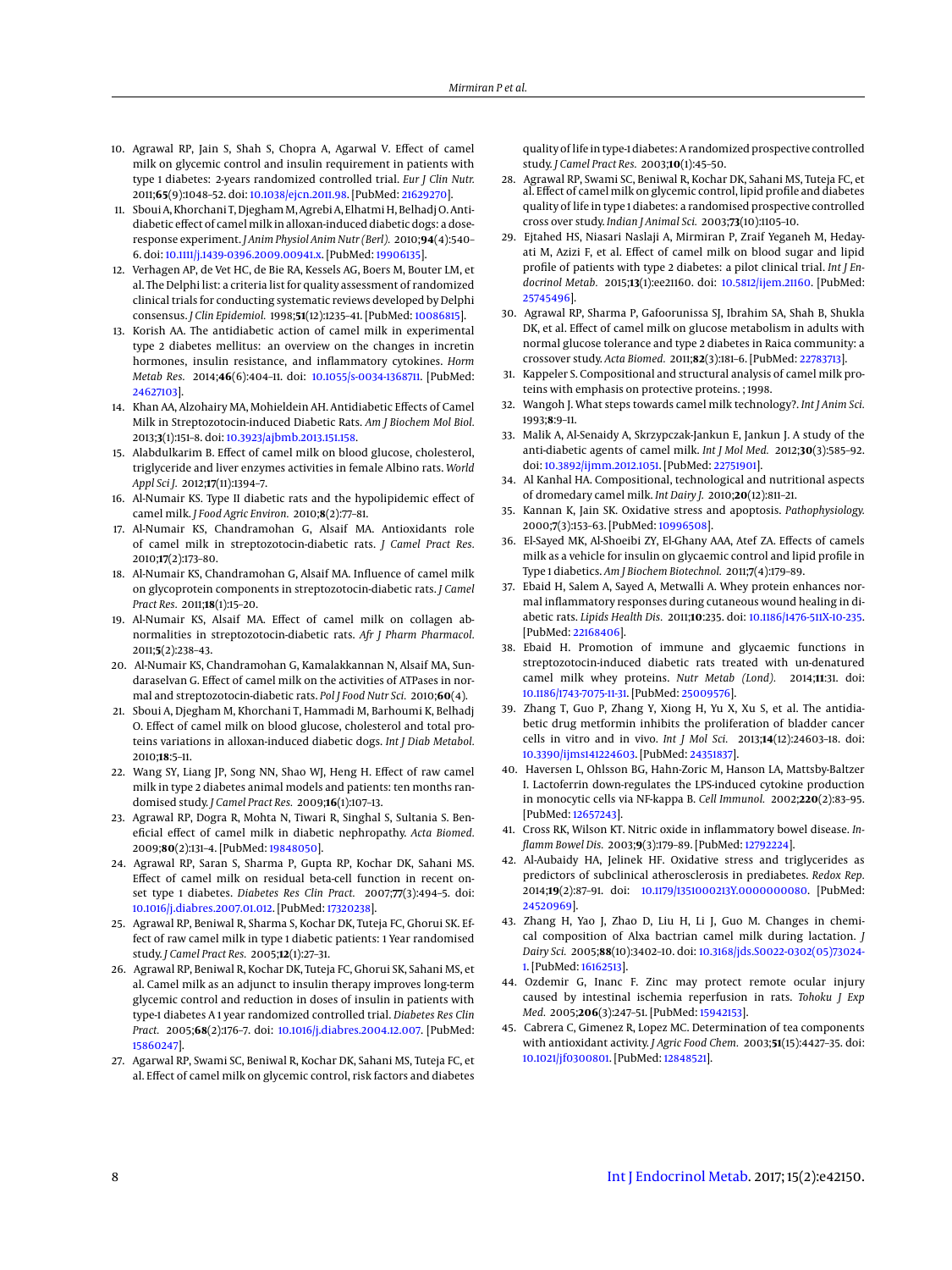10. Agrawal RP, Jain S, Shah S, Chopra A, Agarwal V. Effect of camel milk on glycemic control and insulin requirement in patients with type 1 diabetes: 2-years randomized controlled trial. *Eur J Clin Nutr.* 2011;**65**(9):1048–52. doi: 10.1038/ejcn.2011.98. [PubMed: 21629270].
11. Sboui A, Khorchani T, Djegham M, Agrebi A, Elhatmi H, Belhadj O. Anti-diabetic effect of camel milk in alloxan-induced diabetic dogs: a dose-response experiment. *J Anim Physiol Anim Nutr (Berl).* 2010;**94**(4):540–6. doi: 10.1111/j.1439-0396.2009.00941.x. [PubMed: 19906135].
12. Verhagen AP, de Vet HC, de Bie RA, Kessels AG, Boers M, Bouter LM, et al. The Delphi list: a criteria list for quality assessment of randomized clinical trials for conducting systematic reviews developed by Delphi consensus. *J Clin Epidemiol.* 1998;**51**(12):1235–41. [PubMed: 10086815].
13. Korish AA. The antidiabetic action of camel milk in experimental type 2 diabetes mellitus: an overview on the changes in incretin hormones, insulin resistance, and inflammatory cytokines. *Horm Metab Res.* 2014;**46**(6):404–11. doi: 10.1055/s-0034-1368711. [PubMed: 24627103].
14. Khan AA, Alzohairy MA, Mohieldein AH. Antidiabetic Effects of Camel Milk in Streptozotocin-induced Diabetic Rats. *Am J Biochem Mol Biol.* 2013;**3**(1):151–8. doi: 10.3923/ajbmb.2013.151.158.
15. Alabdulkarim B. Effect of camel milk on blood glucose, cholesterol, triglyceride and liver enzymes activities in female Albino rats. *World Appl Sci J.* 2012;**17**(11):1394–7.
16. Al-Numair KS. Type II diabetic rats and the hypolipidemic effect of camel milk. *J Food Agric Environ.* 2010;**8**(2):77–81.
17. Al-Numair KS, Chandramohan G, Alsaif MA. Antioxidants role of camel milk in streptozotocin-diabetic rats. *J Camel Pract Res.* 2010;**17**(2):173–80.
18. Al-Numair KS, Chandramohan G, Alsaif MA. Influence of camel milk on glycoprotein components in streptozotocin-diabetic rats. *J Camel Pract Res.* 2011;**18**(1):15–20.
19. Al-Numair KS, Alsaif MA. Effect of camel milk on collagen abnormalities in streptozotocin-diabetic rats. *Afr J Pharm Pharmacol.* 2011;**5**(2):238–43.
20. Al-Numair KS, Chandramohan G, Kamalakkannan N, Alsaif MA, Sundaraselvan G. Effect of camel milk on the activities of ATPases in normal and streptozotocin-diabetic rats. *Pol J Food Nutr Sci.* 2010;**60**(4).
21. Sboui A, Djegham M, Khorchani T, Hammadi M, Barhoumi K, Belhadj O. Effect of camel milk on blood glucose, cholesterol and total proteins variations in alloxan-induced diabetic dogs. *Int J Diab Metabol.* 2010;**18**:5–11.
22. Wang SY, Liang JP, Song NN, Shao WJ, Heng H. Effect of raw camel milk in type 2 diabetes animal models and patients: ten months randomised study. *J Camel Pract Res.* 2009;**16**(1):107–13.
23. Agrawal RP, Dogra R, Mohta N, Tiwari R, Singhal S, Sultania S. Beneficial effect of camel milk in diabetic nephropathy. *Acta Biomed.* 2009;**80**(2):131–4. [PubMed: 19848050].
24. Agrawal RP, Saran S, Sharma P, Gupta RP, Kochar DK, Sahani MS. Effect of camel milk on residual beta-cell function in recent onset type 1 diabetes. *Diabetes Res Clin Pract.* 2007;**77**(3):494–5. doi: 10.1016/j.diabres.2007.01.012. [PubMed: 17320238].
25. Agrawal RP, Beniwal R, Sharma S, Kochar DK, Tuteja FC, Ghorui SK. Effect of raw camel milk in type 1 diabetic patients: 1 Year randomised study. *J Camel Pract Res.* 2005;**12**(1):27–31.
26. Agrawal RP, Beniwal R, Kochar DK, Tuteja FC, Ghorui SK, Sahani MS, et al. Camel milk as an adjunct to insulin therapy improves long-term glycemic control and reduction in doses of insulin in patients with type-1 diabetes A 1 year randomized controlled trial. *Diabetes Res Clin Pract.* 2005;**68**(2):176–7. doi: 10.1016/j.diabres.2004.12.007. [PubMed: 15860247].
27. Agarwal RP, Swami SC, Beniwal R, Kochar DK, Sahani MS, Tuteja FC, et al. Effect of camel milk on glycemic control, risk factors and diabetes quality of life in type-1 diabetes: A randomized prospective controlled study. *J Camel Pract Res.* 2003;**10**(1):45–50.
28. Agrawal RP, Swami SC, Beniwal R, Kochar DK, Sahani MS, Tuteja FC, et al. Effect of camel milk on glycemic control, lipid profile and diabetes quality of life in type 1 diabetes: a randomised prospective controlled cross over study. *Indian J Animal Sci.* 2003;**73**(10):1105–10.
29. Ejtahed HS, Niasari Naslaji A, Mirmiran P, Zraif Yeganeh M, Hedayati M, Azizi F, et al. Effect of camel milk on blood sugar and lipid profile of patients with type 2 diabetes: a pilot clinical trial. *Int J Endocrinol Metab.* 2015;**13**(1):ee21160. doi: 10.5812/ijem.21160. [PubMed: 25745496].
30. Agrawal RP, Sharma P, Gafoorunissa SJ, Ibrahim SA, Shah B, Shukla DK, et al. Effect of camel milk on glucose metabolism in adults with normal glucose tolerance and type 2 diabetes in Raica community: a crossover study. *Acta Biomed.* 2011;**82**(3):181–6. [PubMed: 22783713].
31. Kappeler S. Compositional and structural analysis of camel milk proteins with emphasis on protective proteins. ; 1998.
32. Wangoh J. What steps towards camel milk technology?. *Int J Anim Sci.* 1993;**8**:9–11.
33. Malik A, Al-Senaidy A, Skrzypczak-Jankun E, Jankun J. A study of the anti-diabetic agents of camel milk. *Int J Mol Med.* 2012;**30**(3):585–92. doi: 10.3892/ijmm.2012.1051. [PubMed: 22751901].
34. Al Kanhal HA. Compositional, technological and nutritional aspects of dromedary camel milk. *Int Dairy J.* 2010;**20**(12):811–21.
35. Kannan K, Jain SK. Oxidative stress and apoptosis. *Pathophysiology.* 2000;**7**(3):153–63. [PubMed: 10996508].
36. El-Sayed MK, Al-Shoeibi ZY, El-Ghany AAA, Atef ZA. Effects of camels milk as a vehicle for insulin on glycaemic control and lipid profile in Type 1 diabetics. *Am J Biochem Biotechnol.* 2011;**7**(4):179–89.
37. Ebaid H, Salem A, Sayed A, Metwalli A. Whey protein enhances normal inflammatory responses during cutaneous wound healing in diabetic rats. *Lipids Health Dis.* 2011;**10**:235. doi: 10.1186/1476-511X-10-235. [PubMed: 22168406].
38. Ebaid H. Promotion of immune and glycaemic functions in streptozotocin-induced diabetic rats treated with un-denatured camel milk whey proteins. *Nutr Metab (Lond).* 2014;**11**:31. doi: 10.1186/1743-7075-11-31. [PubMed: 25009576].
39. Zhang T, Guo P, Zhang Y, Xiong H, Yu X, Xu S, et al. The antidiabetic drug metformin inhibits the proliferation of bladder cancer cells in vitro and in vivo. *Int J Mol Sci.* 2013;**14**(12):24603–18. doi: 10.3390/ijms141224603. [PubMed: 24351837].
40. Haversen L, Ohlsson BG, Hahn-Zoric M, Hanson LA, Mattsby-Baltzer I. Lactoferrin down-regulates the LPS-induced cytokine production in monocytic cells via NF-kappa B. *Cell Immunol.* 2002;**220**(2):83–95. [PubMed: 12657243].
41. Cross RK, Wilson KT. Nitric oxide in inflammatory bowel disease. *Inflamm Bowel Dis.* 2003;**9**(3):179–89. [PubMed: 12792224].
42. Al-Aubaidy HA, Jelinek HF. Oxidative stress and triglycerides as predictors of subclinical atherosclerosis in prediabetes. *Redox Rep.* 2014;**19**(2):87–91. doi: 10.1179/1351000213Y.0000000080. [PubMed: 24520969].
43. Zhang H, Yao J, Zhao D, Liu H, Li J, Guo M. Changes in chemical composition of Alxa bactrian camel milk during lactation. *J Dairy Sci.* 2005;**88**(10):3402–10. doi: 10.3168/jds.S0022-0302(05)73024-1. [PubMed: 16162513].
44. Ozdemir G, Inanc F. Zinc may protect remote ocular injury caused by intestinal ischemia reperfusion in rats. *Tohoku J Exp Med.* 2005;**206**(3):247–51. [PubMed: 15942153].
45. Cabrera C, Gimenez R, Lopez MC. Determination of tea components with antioxidant activity. *J Agric Food Chem.* 2003;**51**(15):4427–35. doi: 10.1021/jf0300801. [PubMed: 12848521].